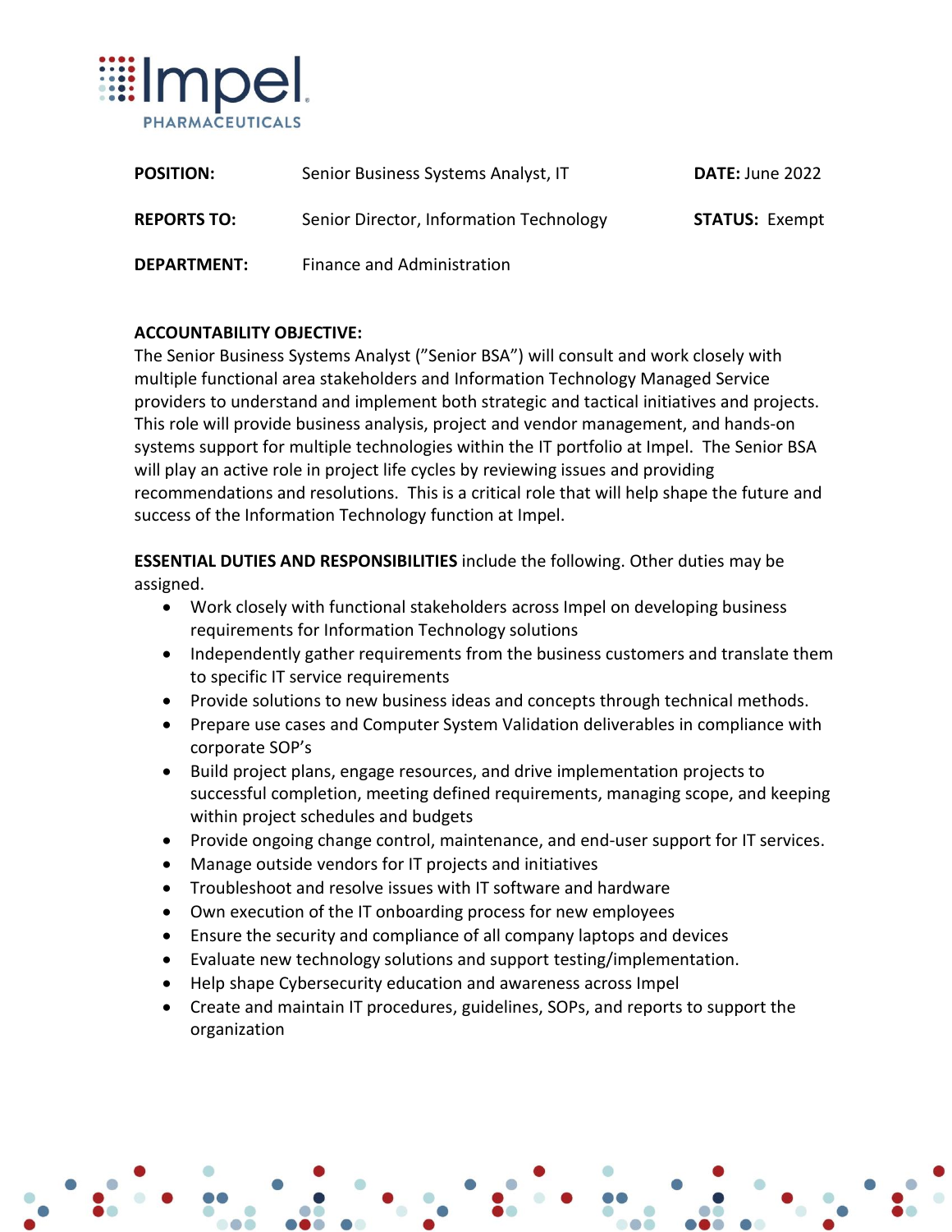Impel PHARMACEUTICALS

| | | | |
|---|---|---|---|
| **POSITION:** | Senior Business Systems Analyst, IT | **DATE:** June 2022 | |
| **REPORTS TO:** | Senior Director, Information Technology | **STATUS:** Exempt | |
| **DEPARTMENT:** | Finance and Administration | | |

**ACCOUNTABILITY OBJECTIVE:**
The Senior Business Systems Analyst ("Senior BSA") will consult and work closely with multiple functional area stakeholders and Information Technology Managed Service providers to understand and implement both strategic and tactical initiatives and projects. This role will provide business analysis, project and vendor management, and hands-on systems support for multiple technologies within the IT portfolio at Impel. The Senior BSA will play an active role in project life cycles by reviewing issues and providing recommendations and resolutions. This is a critical role that will help shape the future and success of the Information Technology function at Impel.

**ESSENTIAL DUTIES AND RESPONSIBILITIES** include the following. Other duties may be assigned.

- Work closely with functional stakeholders across Impel on developing business requirements for Information Technology solutions
- Independently gather requirements from the business customers and translate them to specific IT service requirements
- Provide solutions to new business ideas and concepts through technical methods.
- Prepare use cases and Computer System Validation deliverables in compliance with corporate SOP's
- Build project plans, engage resources, and drive implementation projects to successful completion, meeting defined requirements, managing scope, and keeping within project schedules and budgets
- Provide ongoing change control, maintenance, and end-user support for IT services.
- Manage outside vendors for IT projects and initiatives
- Troubleshoot and resolve issues with IT software and hardware
- Own execution of the IT onboarding process for new employees
- Ensure the security and compliance of all company laptops and devices
- Evaluate new technology solutions and support testing/implementation.
- Help shape Cybersecurity education and awareness across Impel
- Create and maintain IT procedures, guidelines, SOPs, and reports to support the organization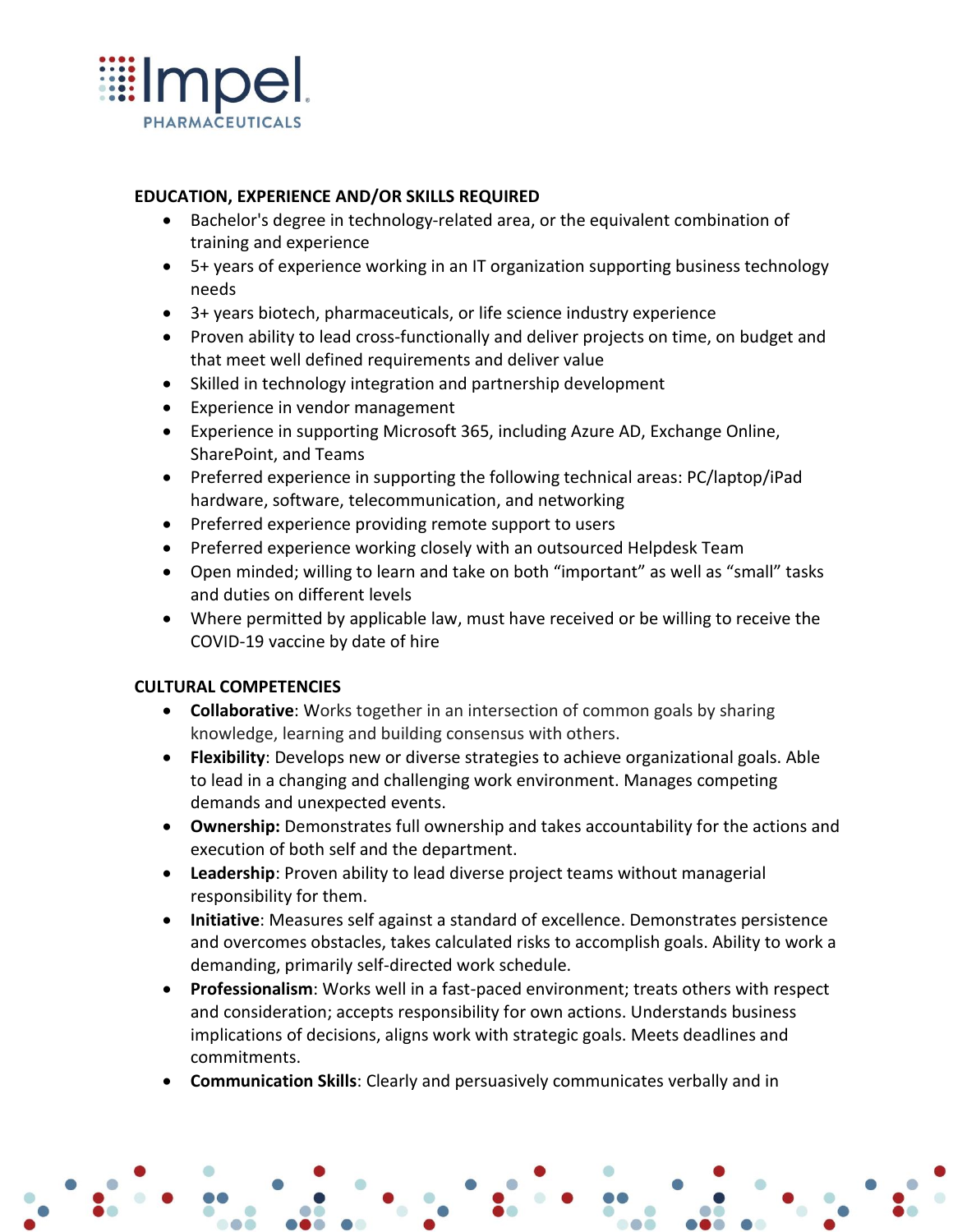## EDUCATION, EXPERIENCE AND/OR SKILLS REQUIRED

- Bachelor's degree in technology-related area, or the equivalent combination of training and experience
- 5+ years of experience working in an IT organization supporting business technology needs
- 3+ years biotech, pharmaceuticals, or life science industry experience
- Proven ability to lead cross-functionally and deliver projects on time, on budget and that meet well defined requirements and deliver value
- Skilled in technology integration and partnership development
- Experience in vendor management
- Experience in supporting Microsoft 365, including Azure AD, Exchange Online, SharePoint, and Teams
- Preferred experience in supporting the following technical areas: PC/laptop/iPad hardware, software, telecommunication, and networking
- Preferred experience providing remote support to users
- Preferred experience working closely with an outsourced Helpdesk Team
- Open minded; willing to learn and take on both “important” as well as “small” tasks and duties on different levels
- Where permitted by applicable law, must have received or be willing to receive the COVID-19 vaccine by date of hire

## CULTURAL COMPETENCIES

- **Collaborative**: Works together in an intersection of common goals by sharing knowledge, learning and building consensus with others.
- **Flexibility**: Develops new or diverse strategies to achieve organizational goals. Able to lead in a changing and challenging work environment. Manages competing demands and unexpected events.
- **Ownership:** Demonstrates full ownership and takes accountability for the actions and execution of both self and the department.
- **Leadership**: Proven ability to lead diverse project teams without managerial responsibility for them.
- **Initiative**: Measures self against a standard of excellence. Demonstrates persistence and overcomes obstacles, takes calculated risks to accomplish goals. Ability to work a demanding, primarily self-directed work schedule.
- **Professionalism**: Works well in a fast-paced environment; treats others with respect and consideration; accepts responsibility for own actions. Understands business implications of decisions, aligns work with strategic goals. Meets deadlines and commitments.
- **Communication Skills**: Clearly and persuasively communicates verbally and in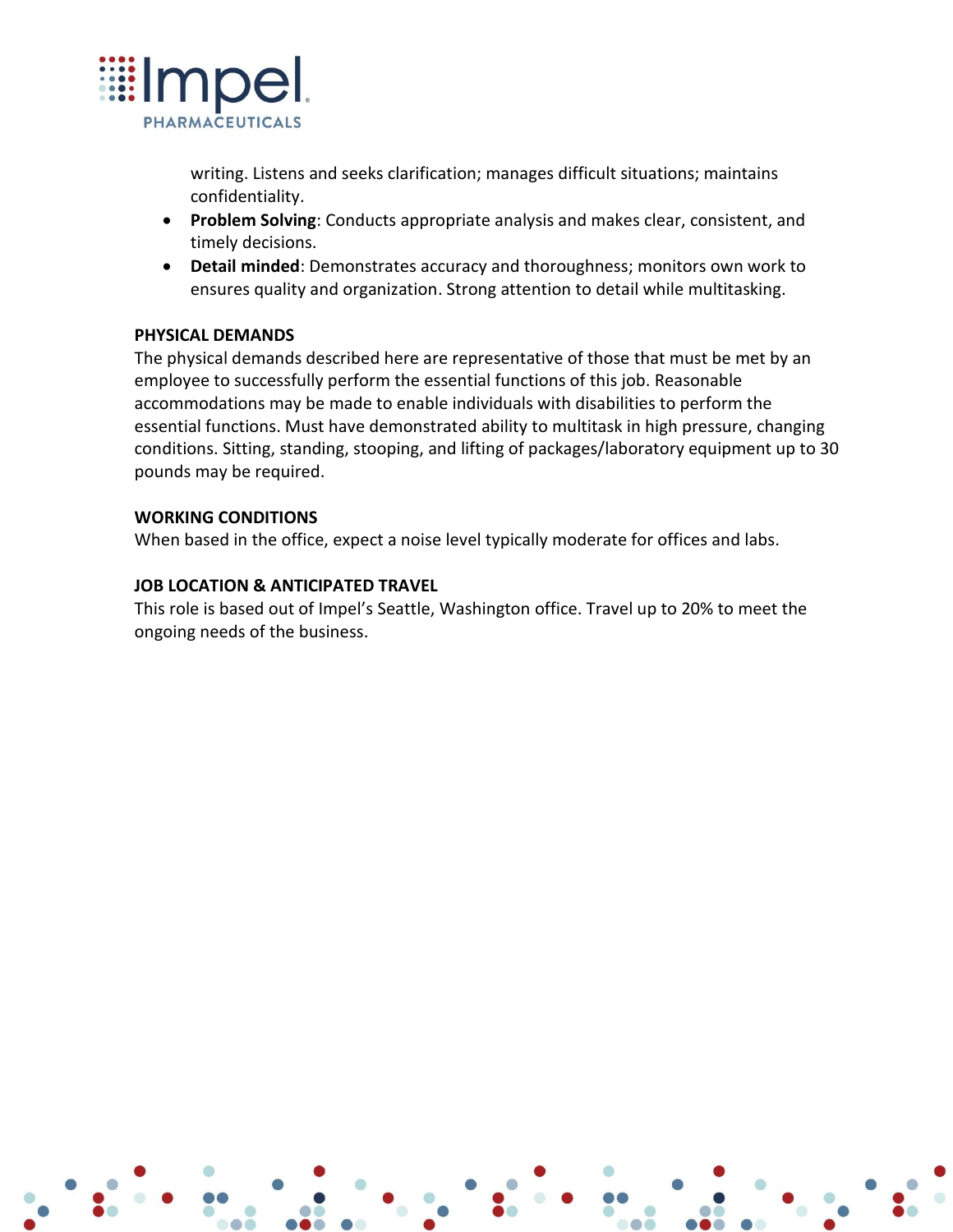writing. Listens and seeks clarification; manages difficult situations; maintains confidentiality.

- **Problem Solving**: Conducts appropriate analysis and makes clear, consistent, and timely decisions.
- **Detail minded**: Demonstrates accuracy and thoroughness; monitors own work to ensures quality and organization. Strong attention to detail while multitasking.

**PHYSICAL DEMANDS**

The physical demands described here are representative of those that must be met by an employee to successfully perform the essential functions of this job. Reasonable accommodations may be made to enable individuals with disabilities to perform the essential functions. Must have demonstrated ability to multitask in high pressure, changing conditions. Sitting, standing, stooping, and lifting of packages/laboratory equipment up to 30 pounds may be required.

**WORKING CONDITIONS**

When based in the office, expect a noise level typically moderate for offices and labs.

**JOB LOCATION & ANTICIPATED TRAVEL**

This role is based out of Impel's Seattle, Washington office. Travel up to 20% to meet the ongoing needs of the business.